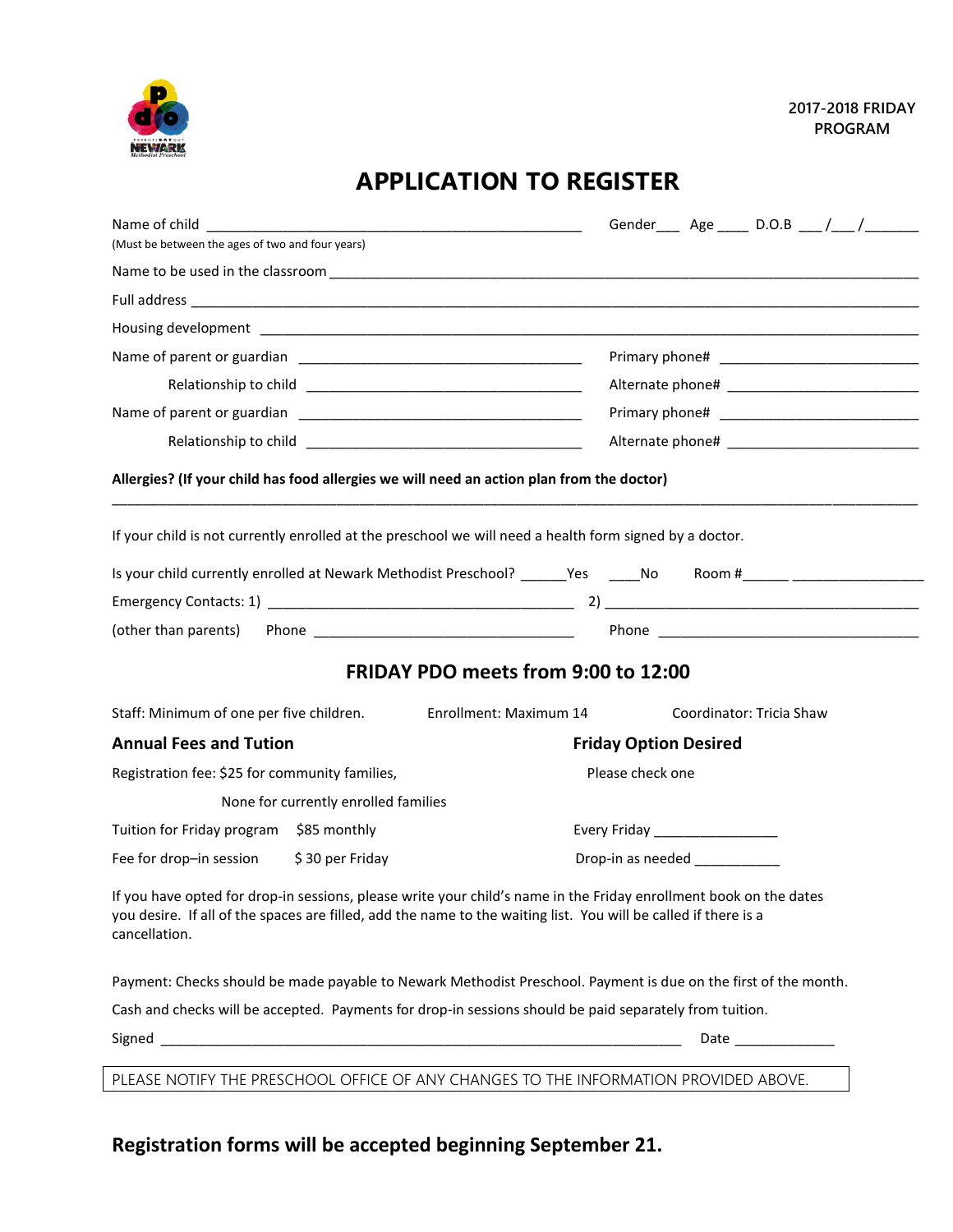2017-2018 FRIDAY PROGRAM

# APPLICATION TO REGISTER

Name of child ______________________________________________ Gender___ Age ____ D.O.B ___/___/_______

(Must be between the ages of two and four years)

Name to be used in the classroom ______________________________________________________________

Full address ____________________________________________________________________________

Housing development ______________________________________________________________________

Name of parent or guardian ___________________________________ Primary phone# __________________________

Relationship to child ___________________________________ Alternate phone# __________________________

Name of parent or guardian ___________________________________ Primary phone# __________________________

Relationship to child ___________________________________ Alternate phone# __________________________

**Allergies? (If your child has food allergies we will need an action plan from the doctor)**

____________________________________________________________________________________________

If your child is not currently enrolled at the preschool we will need a health form signed by a doctor.

Is your child currently enrolled at Newark Methodist Preschool? ______Yes ____No Room #______ _________________

Emergency Contacts: 1) ________________________________________ 2) __________________________________________

(other than parents) Phone __________________________________ Phone ___________________________________

## FRIDAY PDO meets from 9:00 to 12:00

Staff: Minimum of one per five children. Enrollment: Maximum 14 Coordinator: Tricia Shaw

### Annual Fees and Tution

Registration fee: $25 for community families,

None for currently enrolled families

Tuition for Friday program $85 monthly

Fee for drop–in session $ 30 per Friday

### Friday Option Desired

Please check one

Every Friday ________________

Drop-in as needed ___________

If you have opted for drop-in sessions, please write your child's name in the Friday enrollment book on the dates you desire. If all of the spaces are filled, add the name to the waiting list. You will be called if there is a cancellation.

Payment: Checks should be made payable to Newark Methodist Preschool. Payment is due on the first of the month.

Cash and checks will be accepted. Payments for drop-in sessions should be paid separately from tuition.

Signed ________________________________________________________________ Date _____________

PLEASE NOTIFY THE PRESCHOOL OFFICE OF ANY CHANGES TO THE INFORMATION PROVIDED ABOVE.

**Registration forms will be accepted beginning September 21.**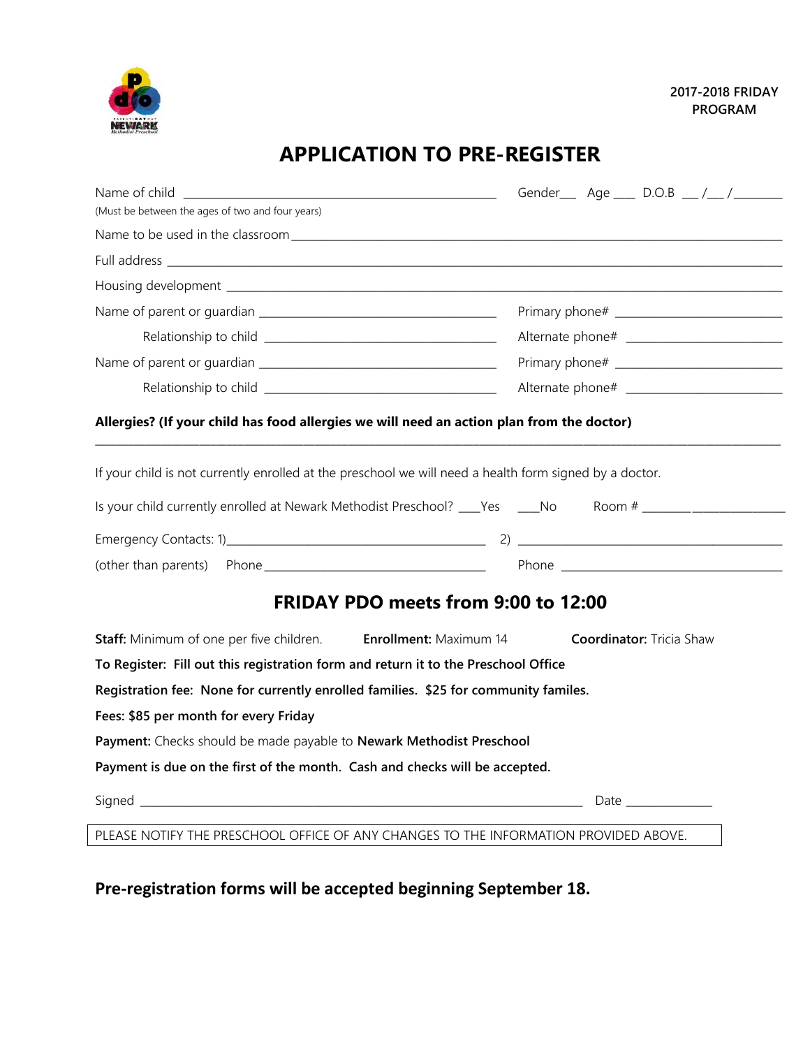2017-2018 FRIDAY PROGRAM

# APPLICATION TO PRE-REGISTER

Name of child ______________________________ Gender___ Age ___ D.O.B ___/___/_______

(Must be between the ages of two and four years)

Name to be used in the classroom ______________________________

Full address ______________________________

Housing development ______________________________

Name of parent or guardian ______________________ Primary phone# ______________

Relationship to child ______________________ Alternate phone# ______________

Name of parent or guardian ______________________ Primary phone# ______________

Relationship to child ______________________ Alternate phone# ______________

**Allergies? (If your child has food allergies we will need an action plan from the doctor)**

______________________________________________________________

If your child is not currently enrolled at the preschool we will need a health form signed by a doctor.

Is your child currently enrolled at Newark Methodist Preschool? ___Yes ___No Room # _______________

Emergency Contacts: 1)______________________ 2) ______________________

(other than parents) Phone ______________________ Phone ______________________

## FRIDAY PDO meets from 9:00 to 12:00

**Staff:** Minimum of one per five children. **Enrollment:** Maximum 14 **Coordinator:** Tricia Shaw

**To Register: Fill out this registration form and return it to the Preschool Office**

**Registration fee: None for currently enrolled families. $25 for community familes.**

**Fees: $85 per month for every Friday**

**Payment:** Checks should be made payable to **Newark Methodist Preschool**

**Payment is due on the first of the month. Cash and checks will be accepted.**

Signed ______________________________________ Date ____________

PLEASE NOTIFY THE PRESCHOOL OFFICE OF ANY CHANGES TO THE INFORMATION PROVIDED ABOVE.

**Pre-registration forms will be accepted beginning September 18.**